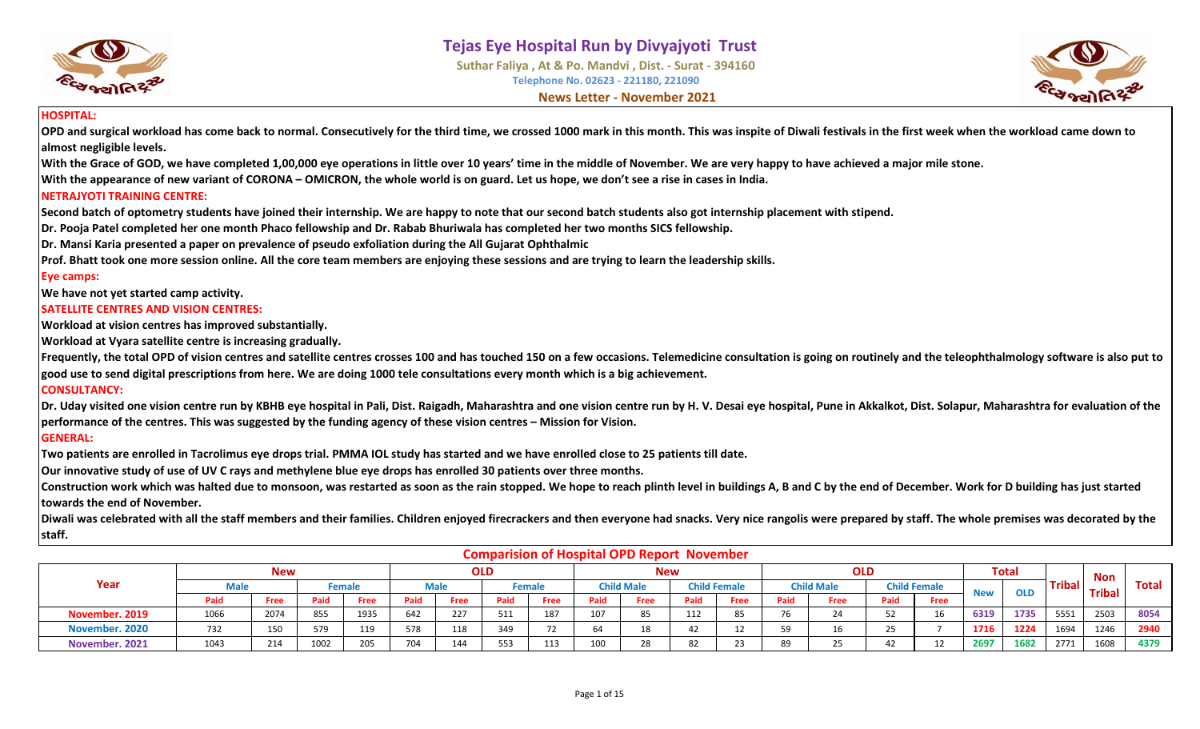# Tejas Eye Hospital Run by Divyajyoti Trust

Suthar Faliya , At & Po. Mandvi , Dist. - Surat - 394160

Telephone No. 02623 - 221180, 221090

**News Letter - November 2021**

## HOSPITAL:

**OPD and surgical workload has come back to normal. Consecutively for the third time, we crossed 1000 mark in this month. This was inspite of Diwali festivals in the first week when the workload came down to almost negligible levels.**

**With the Grace of GOD, we have completed 1,00,000 eye operations in little over 10 years' time in the middle of November. We are very happy to have achieved a major mile stone.**

**With the appearance of new variant of CORONA – OMICRON, the whole world is on guard. Let us hope, we don't see a rise in cases in India.**

## NETRAJYOTI TRAINING CENTRE:

**Second batch of optometry students have joined their internship. We are happy to note that our second batch students also got internship placement with stipend.**

**Dr. Pooja Patel completed her one month Phaco fellowship and Dr. Rabab Bhuriwala has completed her two months SICS fellowship.**

**Dr. Mansi Karia presented a paper on prevalence of pseudo exfoliation during the All Gujarat Ophthalmic**

**Prof. Bhatt took one more session online. All the core team members are enjoying these sessions and are trying to learn the leadership skills.**

## Eye camps:

**We have not yet started camp activity.**

## SATELLITE CENTRES AND VISION CENTRES:

**Workload at vision centres has improved substantially.**

**Workload at Vyara satellite centre is increasing gradually.**

**Frequently, the total OPD of vision centres and satellite centres crosses 100 and has touched 150 on a few occasions. Telemedicine consultation is going on routinely and the teleophthalmology software is also put to good use to send digital prescriptions from here. We are doing 1000 tele consultations every month which is a big achievement.**

## CONSULTANCY:

**Dr. Uday visited one vision centre run by KBHB eye hospital in Pali, Dist. Raigadh, Maharashtra and one vision centre run by H. V. Desai eye hospital, Pune in Akkalkot, Dist. Solapur, Maharashtra for evaluation of the performance of the centres. This was suggested by the funding agency of these vision centres – Mission for Vision.**

## GENERAL:

**Two patients are enrolled in Tacrolimus eye drops trial. PMMA IOL study has started and we have enrolled close to 25 patients till date.**

**Our innovative study of use of UV C rays and methylene blue eye drops has enrolled 30 patients over three months.**

**Construction work which was halted due to monsoon, was restarted as soon as the rain stopped. We hope to reach plinth level in buildings A, B and C by the end of December. Work for D building has just started towards the end of November.**

**Diwali was celebrated with all the staff members and their families. Children enjoyed firecrackers and then everyone had snacks. Very nice rangolis were prepared by staff. The whole premises was decorated by the staff.**

## Comparision of Hospital OPD Report November

| Year | New | | | | OLD | | | | New | | | | OLD | | | | Total | | Tribal | Non Tribal | Total |
|---|---|---|---|---|---|---|---|---|---|---|---|---|---|---|---|---|---|---|---|---|---|
| | Male | | Female | | Male | | Female | | Child Male | | Child Female | | Child Male | | Child Female | | New | OLD | | | |
| | Paid | Free | Paid | Free | Paid | Free | Paid | Free | Paid | Free | Paid | Free | Paid | Free | Paid | Free | | | | | |
| November. 2019 | 1066 | 2074 | 855 | 1935 | 642 | 227 | 511 | 187 | 107 | 85 | 112 | 85 | 76 | 24 | 52 | 16 | 6319 | 1735 | 5551 | 2503 | 8054 |
| November. 2020 | 732 | 150 | 579 | 119 | 578 | 118 | 349 | 72 | 64 | 18 | 42 | 12 | 59 | 16 | 25 | 7 | 1716 | 1224 | 1694 | 1246 | 2940 |
| November. 2021 | 1043 | 214 | 1002 | 205 | 704 | 144 | 553 | 113 | 100 | 28 | 82 | 23 | 89 | 25 | 42 | 12 | 2697 | 1682 | 2771 | 1608 | 4379 |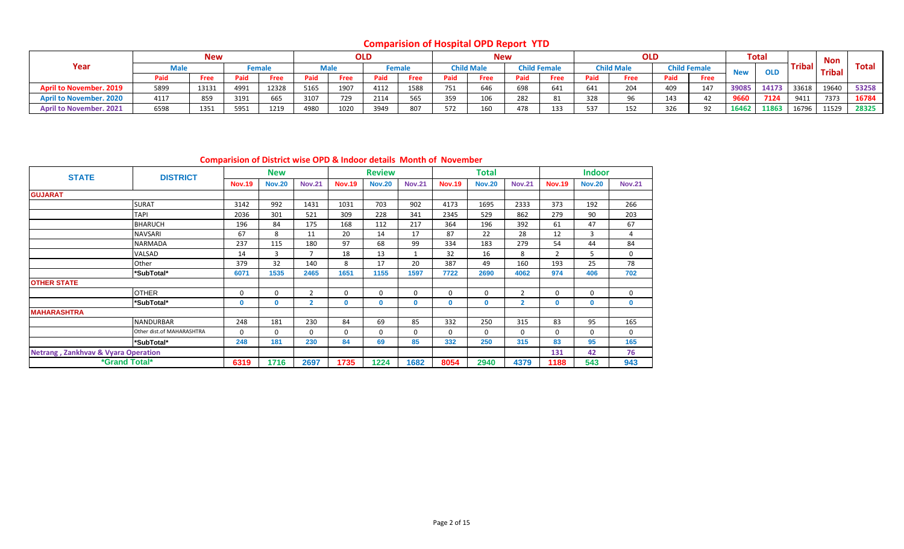## Comparision of Hospital OPD Report YTD

| Year | New | | | | OLD | | | | New | | | | OLD | | | | Total | | Tribal | Non Tribal | Total |
|---|---|---|---|---|---|---|---|---|---|---|---|---|---|---|---|---|---|---|---|---|---|
| | Male | | Female | | Male | | Female | | Child Male | | Child Female | | Child Male | | Child Female | | New | OLD | | | |
| | Paid | Free | Paid | Free | Paid | Free | Paid | Free | Paid | Free | Paid | Free | Paid | Free | Paid | Free | | | | | |
| April to November. 2019 | 5899 | 13131 | 4991 | 12328 | 5165 | 1907 | 4112 | 1588 | 751 | 646 | 698 | 641 | 641 | 204 | 409 | 147 | 39085 | 14173 | 33618 | 19640 | 53258 |
| April to November. 2020 | 4117 | 859 | 3191 | 665 | 3107 | 729 | 2114 | 565 | 359 | 106 | 282 | 81 | 328 | 96 | 143 | 42 | 9660 | 7124 | 9411 | 7373 | 16784 |
| April to November. 2021 | 6598 | 1351 | 5951 | 1219 | 4980 | 1020 | 3949 | 807 | 572 | 160 | 478 | 133 | 537 | 152 | 326 | 92 | 16462 | 11863 | 16796 | 11529 | 28325 |

## Comparision of District wise OPD & Indoor details Month of November

| STATE | DISTRICT | New | | | Review | | | Total | | | Indoor | | |
|---|---|---|---|---|---|---|---|---|---|---|---|---|---|
| | | Nov.19 | Nov.20 | Nov.21 | Nov.19 | Nov.20 | Nov.21 | Nov.19 | Nov.20 | Nov.21 | Nov.19 | Nov.20 | Nov.21 |
| GUJARAT | | | | | | | | | | | | | |
| | SURAT | 3142 | 992 | 1431 | 1031 | 703 | 902 | 4173 | 1695 | 2333 | 373 | 192 | 266 |
| | TAPI | 2036 | 301 | 521 | 309 | 228 | 341 | 2345 | 529 | 862 | 279 | 90 | 203 |
| | BHARUCH | 196 | 84 | 175 | 168 | 112 | 217 | 364 | 196 | 392 | 61 | 47 | 67 |
| | NAVSARI | 67 | 8 | 11 | 20 | 14 | 17 | 87 | 22 | 28 | 12 | 3 | 4 |
| | NARMADA | 237 | 115 | 180 | 97 | 68 | 99 | 334 | 183 | 279 | 54 | 44 | 84 |
| | VALSAD | 14 | 3 | 7 | 18 | 13 | 1 | 32 | 16 | 8 | 2 | 5 | 0 |
| | Other | 379 | 32 | 140 | 8 | 17 | 20 | 387 | 49 | 160 | 193 | 25 | 78 |
| | *SubTotal* | 6071 | 1535 | 2465 | 1651 | 1155 | 1597 | 7722 | 2690 | 4062 | 974 | 406 | 702 |
| OTHER STATE | | | | | | | | | | | | | |
| | OTHER | 0 | 0 | 2 | 0 | 0 | 0 | 0 | 0 | 2 | 0 | 0 | 0 |
| | *SubTotal* | 0 | 0 | 2 | 0 | 0 | 0 | 0 | 0 | 2 | 0 | 0 | 0 |
| MAHARASHTRA | | | | | | | | | | | | | |
| | NANDURBAR | 248 | 181 | 230 | 84 | 69 | 85 | 332 | 250 | 315 | 83 | 95 | 165 |
| | Other dist.of MAHARASHTRA | 0 | 0 | 0 | 0 | 0 | 0 | 0 | 0 | 0 | 0 | 0 | 0 |
| | *SubTotal* | 248 | 181 | 230 | 84 | 69 | 85 | 332 | 250 | 315 | 83 | 95 | 165 |
| Netrang , Zankhvav & Vyara Operation | | | | | | | | | | | 131 | 42 | 76 |
| *Grand Total* | | 6319 | 1716 | 2697 | 1735 | 1224 | 1682 | 8054 | 2940 | 4379 | 1188 | 543 | 943 |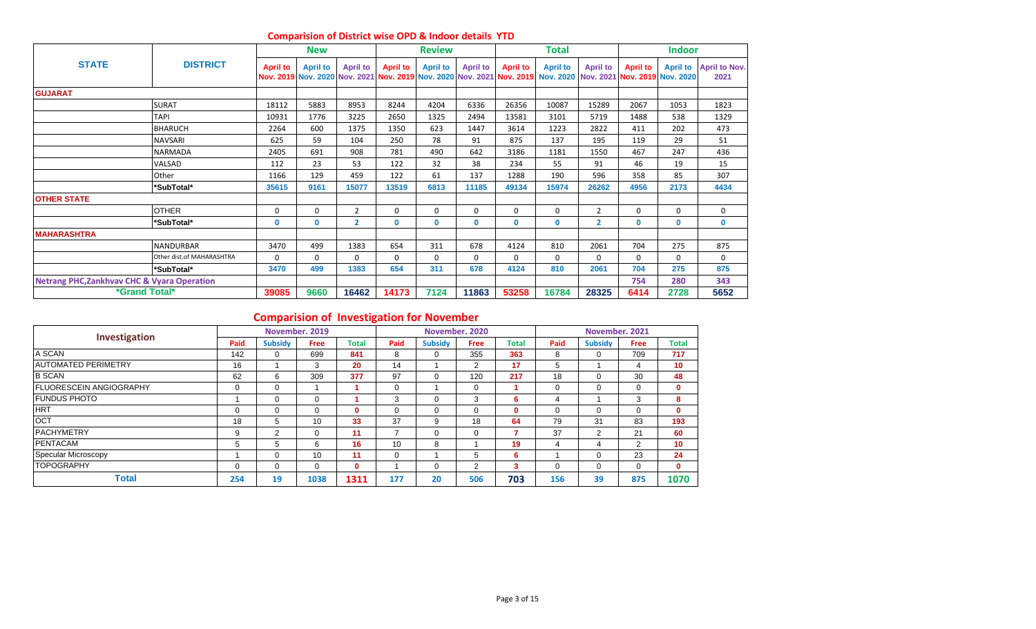## Comparision of District wise OPD & Indoor details YTD

| STATE | DISTRICT | New | | | Review | | | Total | | | Indoor | | |
|---|---|---|---|---|---|---|---|---|---|---|---|---|---|
| | | April to Nov. 2019 | April to Nov. 2020 | April to Nov. 2021 | April to Nov. 2019 | April to Nov. 2020 | April to Nov. 2021 | April to Nov. 2019 | April to Nov. 2020 | April to Nov. 2021 | April to Nov. 2019 | April to Nov. 2020 | April to Nov. 2021 |
| **GUJARAT** | | | | | | | | | | | | | |
| | SURAT | 18112 | 5883 | 8953 | 8244 | 4204 | 6336 | 26356 | 10087 | 15289 | 2067 | 1053 | 1823 |
| | TAPI | 10931 | 1776 | 3225 | 2650 | 1325 | 2494 | 13581 | 3101 | 5719 | 1488 | 538 | 1329 |
| | BHARUCH | 2264 | 600 | 1375 | 1350 | 623 | 1447 | 3614 | 1223 | 2822 | 411 | 202 | 473 |
| | NAVSARI | 625 | 59 | 104 | 250 | 78 | 91 | 875 | 137 | 195 | 119 | 29 | 51 |
| | NARMADA | 2405 | 691 | 908 | 781 | 490 | 642 | 3186 | 1181 | 1550 | 467 | 247 | 436 |
| | VALSAD | 112 | 23 | 53 | 122 | 32 | 38 | 234 | 55 | 91 | 46 | 19 | 15 |
| | Other | 1166 | 129 | 459 | 122 | 61 | 137 | 1288 | 190 | 596 | 358 | 85 | 307 |
| | *SubTotal* | 35615 | 9161 | 15077 | 13519 | 6813 | 11185 | 49134 | 15974 | 26262 | 4956 | 2173 | 4434 |
| **OTHER STATE** | | | | | | | | | | | | | |
| | OTHER | 0 | 0 | 2 | 0 | 0 | 0 | 0 | 0 | 2 | 0 | 0 | 0 |
| | *SubTotal* | 0 | 0 | 2 | 0 | 0 | 0 | 0 | 0 | 2 | 0 | 0 | 0 |
| **MAHARASHTRA** | | | | | | | | | | | | | |
| | NANDURBAR | 3470 | 499 | 1383 | 654 | 311 | 678 | 4124 | 810 | 2061 | 704 | 275 | 875 |
| | Other dist.of MAHARASHTRA | 0 | 0 | 0 | 0 | 0 | 0 | 0 | 0 | 0 | 0 | 0 | 0 |
| | *SubTotal* | 3470 | 499 | 1383 | 654 | 311 | 678 | 4124 | 810 | 2061 | 704 | 275 | 875 |
| Netrang PHC,Zankhvav CHC & Vyara Operation | | | | | | | | | | | 754 | 280 | 343 |
| *Grand Total* | | 39085 | 9660 | 16462 | 14173 | 7124 | 11863 | 53258 | 16784 | 28325 | 6414 | 2728 | 5652 |

## Comparision of Investigation for November

| Investigation | November. 2019 | | | | November. 2020 | | | | November. 2021 | | | |
|---|---|---|---|---|---|---|---|---|---|---|---|---|
| | Paid | Subsidy | Free | Total | Paid | Subsidy | Free | Total | Paid | Subsidy | Free | Total |
| A SCAN | 142 | 0 | 699 | 841 | 8 | 0 | 355 | 363 | 8 | 0 | 709 | 717 |
| AUTOMATED PERIMETRY | 16 | 1 | 3 | 20 | 14 | 1 | 2 | 17 | 5 | 1 | 4 | 10 |
| B SCAN | 62 | 6 | 309 | 377 | 97 | 0 | 120 | 217 | 18 | 0 | 30 | 48 |
| FLUORESCEIN ANGIOGRAPHY | 0 | 0 | 1 | 1 | 0 | 1 | 0 | 1 | 0 | 0 | 0 | 0 |
| FUNDUS PHOTO | 1 | 0 | 0 | 1 | 3 | 0 | 3 | 6 | 4 | 1 | 3 | 8 |
| HRT | 0 | 0 | 0 | 0 | 0 | 0 | 0 | 0 | 0 | 0 | 0 | 0 |
| OCT | 18 | 5 | 10 | 33 | 37 | 9 | 18 | 64 | 79 | 31 | 83 | 193 |
| PACHYMETRY | 9 | 2 | 0 | 11 | 7 | 0 | 0 | 7 | 37 | 2 | 21 | 60 |
| PENTACAM | 5 | 5 | 6 | 16 | 10 | 8 | 1 | 19 | 4 | 4 | 2 | 10 |
| Specular Microscopy | 1 | 0 | 10 | 11 | 0 | 1 | 5 | 6 | 1 | 0 | 23 | 24 |
| TOPOGRAPHY | 0 | 0 | 0 | 0 | 1 | 0 | 2 | 3 | 0 | 0 | 0 | 0 |
| **Total** | 254 | 19 | 1038 | 1311 | 177 | 20 | 506 | 703 | 156 | 39 | 875 | 1070 |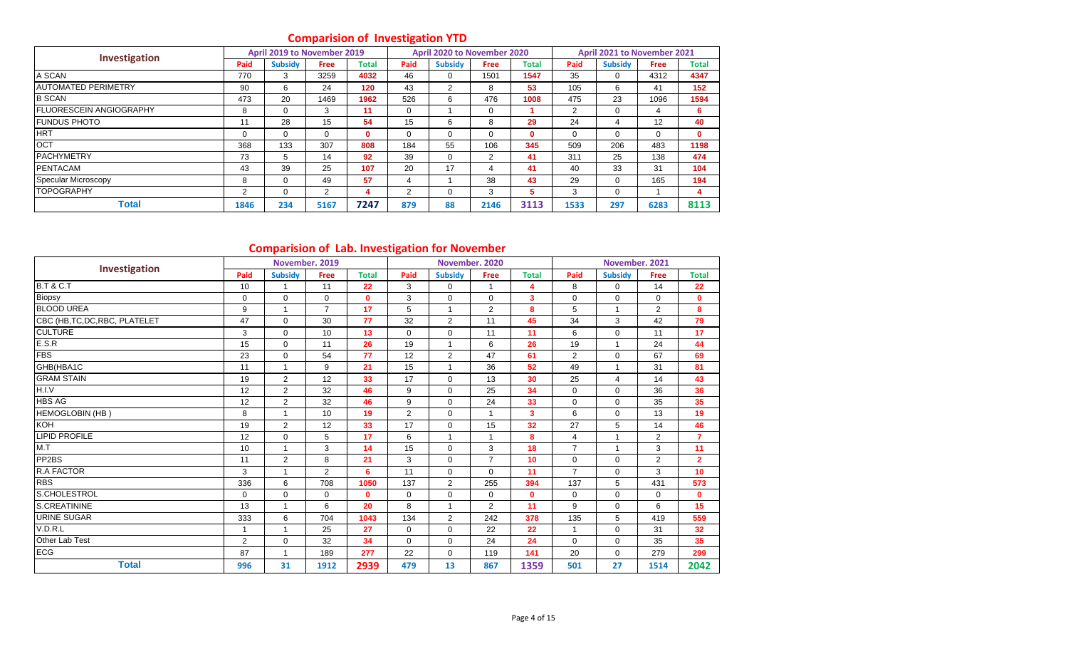## Comparision of Investigation YTD

| Investigation | April 2019 to November 2019 | | | | April 2020 to November 2020 | | | | April 2021 to November 2021 | | | |
|---|---|---|---|---|---|---|---|---|---|---|---|---|
| | Paid | Subsidy | Free | Total | Paid | Subsidy | Free | Total | Paid | Subsidy | Free | Total |
| A SCAN | 770 | 3 | 3259 | 4032 | 46 | 0 | 1501 | 1547 | 35 | 0 | 4312 | 4347 |
| AUTOMATED PERIMETRY | 90 | 6 | 24 | 120 | 43 | 2 | 8 | 53 | 105 | 6 | 41 | 152 |
| B SCAN | 473 | 20 | 1469 | 1962 | 526 | 6 | 476 | 1008 | 475 | 23 | 1096 | 1594 |
| FLUORESCEIN ANGIOGRAPHY | 8 | 0 | 3 | 11 | 0 | 1 | 0 | 1 | 2 | 0 | 4 | 6 |
| FUNDUS PHOTO | 11 | 28 | 15 | 54 | 15 | 6 | 8 | 29 | 24 | 4 | 12 | 40 |
| HRT | 0 | 0 | 0 | 0 | 0 | 0 | 0 | 0 | 0 | 0 | 0 | 0 |
| OCT | 368 | 133 | 307 | 808 | 184 | 55 | 106 | 345 | 509 | 206 | 483 | 1198 |
| PACHYMETRY | 73 | 5 | 14 | 92 | 39 | 0 | 2 | 41 | 311 | 25 | 138 | 474 |
| PENTACAM | 43 | 39 | 25 | 107 | 20 | 17 | 4 | 41 | 40 | 33 | 31 | 104 |
| Specular Microscopy | 8 | 0 | 49 | 57 | 4 | 1 | 38 | 43 | 29 | 0 | 165 | 194 |
| TOPOGRAPHY | 2 | 0 | 2 | 4 | 2 | 0 | 3 | 5 | 3 | 0 | 1 | 4 |
| **Total** | **1846** | **234** | **5167** | **7247** | **879** | **88** | **2146** | **3113** | **1533** | **297** | **6283** | **8113** |

## Comparision of Lab. Investigation for November

| Investigation | November. 2019 | | | | November. 2020 | | | | November. 2021 | | | |
|---|---|---|---|---|---|---|---|---|---|---|---|---|
| | Paid | Subsidy | Free | Total | Paid | Subsidy | Free | Total | Paid | Subsidy | Free | Total |
| B.T & C.T | 10 | 1 | 11 | 22 | 3 | 0 | 1 | 4 | 8 | 0 | 14 | 22 |
| Biopsy | 0 | 0 | 0 | 0 | 3 | 0 | 0 | 3 | 0 | 0 | 0 | 0 |
| BLOOD UREA | 9 | 1 | 7 | 17 | 5 | 1 | 2 | 8 | 5 | 1 | 2 | 8 |
| CBC (HB,TC,DC,RBC, PLATELET | 47 | 0 | 30 | 77 | 32 | 2 | 11 | 45 | 34 | 3 | 42 | 79 |
| CULTURE | 3 | 0 | 10 | 13 | 0 | 0 | 11 | 11 | 6 | 0 | 11 | 17 |
| E.S.R | 15 | 0 | 11 | 26 | 19 | 1 | 6 | 26 | 19 | 1 | 24 | 44 |
| FBS | 23 | 0 | 54 | 77 | 12 | 2 | 47 | 61 | 2 | 0 | 67 | 69 |
| GHB(HBA1C | 11 | 1 | 9 | 21 | 15 | 1 | 36 | 52 | 49 | 1 | 31 | 81 |
| GRAM STAIN | 19 | 2 | 12 | 33 | 17 | 0 | 13 | 30 | 25 | 4 | 14 | 43 |
| H.I.V | 12 | 2 | 32 | 46 | 9 | 0 | 25 | 34 | 0 | 0 | 36 | 36 |
| HBS AG | 12 | 2 | 32 | 46 | 9 | 0 | 24 | 33 | 0 | 0 | 35 | 35 |
| HEMOGLOBIN (HB ) | 8 | 1 | 10 | 19 | 2 | 0 | 1 | 3 | 6 | 0 | 13 | 19 |
| KOH | 19 | 2 | 12 | 33 | 17 | 0 | 15 | 32 | 27 | 5 | 14 | 46 |
| LIPID PROFILE | 12 | 0 | 5 | 17 | 6 | 1 | 1 | 8 | 4 | 1 | 2 | 7 |
| M.T | 10 | 1 | 3 | 14 | 15 | 0 | 3 | 18 | 7 | 1 | 3 | 11 |
| PP2BS | 11 | 2 | 8 | 21 | 3 | 0 | 7 | 10 | 0 | 0 | 2 | 2 |
| R.A FACTOR | 3 | 1 | 2 | 6 | 11 | 0 | 0 | 11 | 7 | 0 | 3 | 10 |
| RBS | 336 | 6 | 708 | 1050 | 137 | 2 | 255 | 394 | 137 | 5 | 431 | 573 |
| S.CHOLESTROL | 0 | 0 | 0 | 0 | 0 | 0 | 0 | 0 | 0 | 0 | 0 | 0 |
| S.CREATININE | 13 | 1 | 6 | 20 | 8 | 1 | 2 | 11 | 9 | 0 | 6 | 15 |
| URINE SUGAR | 333 | 6 | 704 | 1043 | 134 | 2 | 242 | 378 | 135 | 5 | 419 | 559 |
| V.D.R.L | 1 | 1 | 25 | 27 | 0 | 0 | 22 | 22 | 1 | 0 | 31 | 32 |
| Other Lab Test | 2 | 0 | 32 | 34 | 0 | 0 | 24 | 24 | 0 | 0 | 35 | 35 |
| ECG | 87 | 1 | 189 | 277 | 22 | 0 | 119 | 141 | 20 | 0 | 279 | 299 |
| **Total** | **996** | **31** | **1912** | **2939** | **479** | **13** | **867** | **1359** | **501** | **27** | **1514** | **2042** |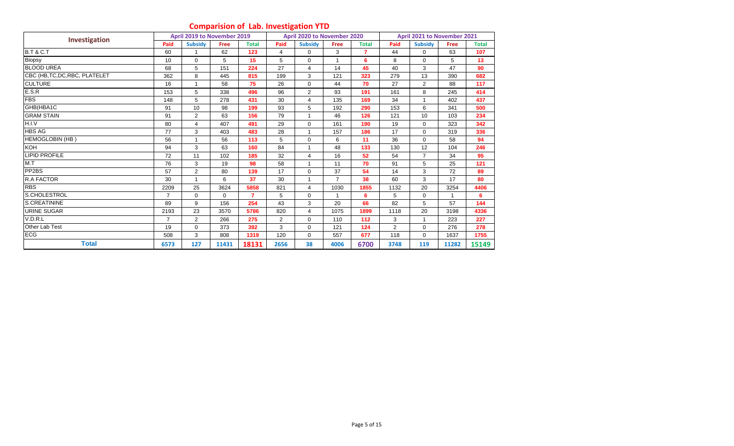## Comparision of Lab. Investigation YTD

| Investigation | April 2019 to November 2019 | | | | April 2020 to November 2020 | | | | April 2021 to November 2021 | | | |
|---|---|---|---|---|---|---|---|---|---|---|---|---|
| | Paid | Subsidy | Free | Total | Paid | Subsidy | Free | Total | Paid | Subsidy | Free | Total |
| B.T & C.T | 60 | 1 | 62 | 123 | 4 | 0 | 3 | 7 | 44 | 0 | 63 | 107 |
| Biopsy | 10 | 0 | 5 | 15 | 5 | 0 | 1 | 6 | 8 | 0 | 5 | 13 |
| BLOOD UREA | 68 | 5 | 151 | 224 | 27 | 4 | 14 | 45 | 40 | 3 | 47 | 90 |
| CBC (HB,TC,DC,RBC, PLATELET | 362 | 8 | 445 | 815 | 199 | 3 | 121 | 323 | 279 | 13 | 390 | 682 |
| CULTURE | 16 | 1 | 58 | 75 | 26 | 0 | 44 | 70 | 27 | 2 | 88 | 117 |
| E.S.R | 153 | 5 | 338 | 496 | 96 | 2 | 93 | 191 | 161 | 8 | 245 | 414 |
| FBS | 148 | 5 | 278 | 431 | 30 | 4 | 135 | 169 | 34 | 1 | 402 | 437 |
| GHB(HBA1C | 91 | 10 | 98 | 199 | 93 | 5 | 192 | 290 | 153 | 6 | 341 | 500 |
| GRAM STAIN | 91 | 2 | 63 | 156 | 79 | 1 | 46 | 126 | 121 | 10 | 103 | 234 |
| H.I.V | 80 | 4 | 407 | 491 | 29 | 0 | 161 | 190 | 19 | 0 | 323 | 342 |
| HBS AG | 77 | 3 | 403 | 483 | 28 | 1 | 157 | 186 | 17 | 0 | 319 | 336 |
| HEMOGLOBIN (HB ) | 56 | 1 | 56 | 113 | 5 | 0 | 6 | 11 | 36 | 0 | 58 | 94 |
| KOH | 94 | 3 | 63 | 160 | 84 | 1 | 48 | 133 | 130 | 12 | 104 | 246 |
| LIPID PROFILE | 72 | 11 | 102 | 185 | 32 | 4 | 16 | 52 | 54 | 7 | 34 | 95 |
| M.T | 76 | 3 | 19 | 98 | 58 | 1 | 11 | 70 | 91 | 5 | 25 | 121 |
| PP2BS | 57 | 2 | 80 | 139 | 17 | 0 | 37 | 54 | 14 | 3 | 72 | 89 |
| R.A FACTOR | 30 | 1 | 6 | 37 | 30 | 1 | 7 | 38 | 60 | 3 | 17 | 80 |
| RBS | 2209 | 25 | 3624 | 5858 | 821 | 4 | 1030 | 1855 | 1132 | 20 | 3254 | 4406 |
| S.CHOLESTROL | 7 | 0 | 0 | 7 | 5 | 0 | 1 | 6 | 5 | 0 | 1 | 6 |
| S.CREATININE | 89 | 9 | 156 | 254 | 43 | 3 | 20 | 66 | 82 | 5 | 57 | 144 |
| URINE SUGAR | 2193 | 23 | 3570 | 5786 | 820 | 4 | 1075 | 1899 | 1118 | 20 | 3198 | 4336 |
| V.D.R.L | 7 | 2 | 266 | 275 | 2 | 0 | 110 | 112 | 3 | 1 | 223 | 227 |
| Other Lab Test | 19 | 0 | 373 | 392 | 3 | 0 | 121 | 124 | 2 | 0 | 276 | 278 |
| ECG | 508 | 3 | 808 | 1319 | 120 | 0 | 557 | 677 | 118 | 0 | 1637 | 1755 |
| **Total** | **6573** | **127** | **11431** | **18131** | **2656** | **38** | **4006** | **6700** | **3748** | **119** | **11282** | **15149** |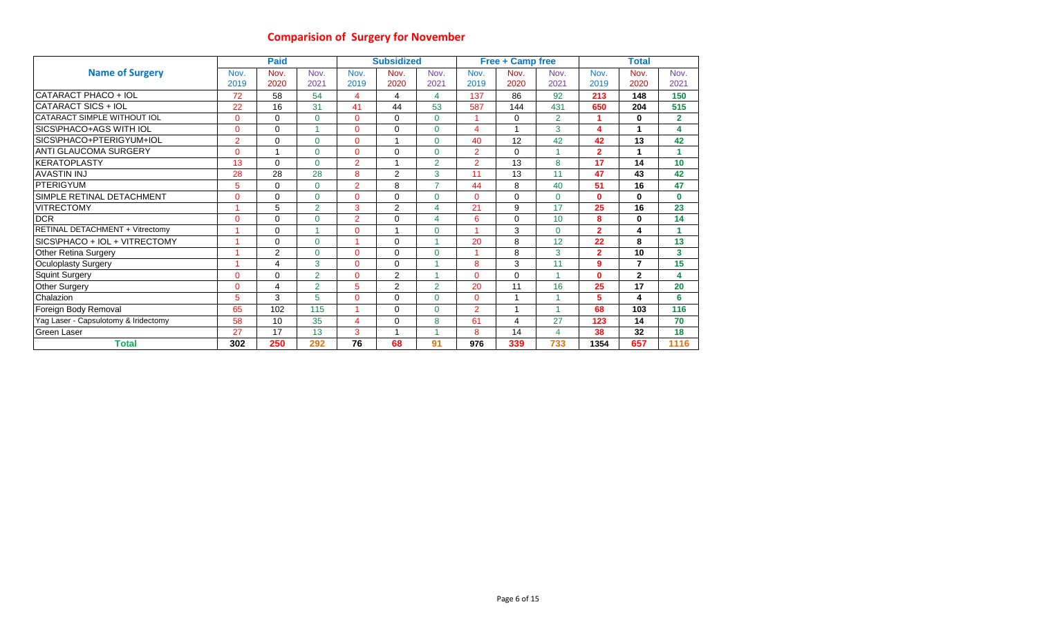## Comparision of Surgery for November

| Name of Surgery | Paid | | | Subsidized | | | Free + Camp free | | | Total | | |
|---|---|---|---|---|---|---|---|---|---|---|---|---|
| | Nov. 2019 | Nov. 2020 | Nov. 2021 | Nov. 2019 | Nov. 2020 | Nov. 2021 | Nov. 2019 | Nov. 2020 | Nov. 2021 | Nov. 2019 | Nov. 2020 | Nov. 2021 |
| CATARACT PHACO + IOL | 72 | 58 | 54 | 4 | 4 | 4 | 137 | 86 | 92 | 213 | 148 | 150 |
| CATARACT SICS + IOL | 22 | 16 | 31 | 41 | 44 | 53 | 587 | 144 | 431 | 650 | 204 | 515 |
| CATARACT SIMPLE WITHOUT IOL | 0 | 0 | 0 | 0 | 0 | 0 | 1 | 0 | 2 | 1 | 0 | 2 |
| SICS\PHACO+AGS WITH IOL | 0 | 0 | 1 | 0 | 0 | 0 | 4 | 1 | 3 | 4 | 1 | 4 |
| SICS\PHACO+PTERIGYUM+IOL | 2 | 0 | 0 | 0 | 1 | 0 | 40 | 12 | 42 | 42 | 13 | 42 |
| ANTI GLAUCOMA SURGERY | 0 | 1 | 0 | 0 | 0 | 0 | 2 | 0 | 1 | 2 | 1 | 1 |
| KERATOPLASTY | 13 | 0 | 0 | 2 | 1 | 2 | 2 | 13 | 8 | 17 | 14 | 10 |
| AVASTIN INJ | 28 | 28 | 28 | 8 | 2 | 3 | 11 | 13 | 11 | 47 | 43 | 42 |
| PTERIGYUM | 5 | 0 | 0 | 2 | 8 | 7 | 44 | 8 | 40 | 51 | 16 | 47 |
| SIMPLE RETINAL DETACHMENT | 0 | 0 | 0 | 0 | 0 | 0 | 0 | 0 | 0 | 0 | 0 | 0 |
| VITRECTOMY | 1 | 5 | 2 | 3 | 2 | 4 | 21 | 9 | 17 | 25 | 16 | 23 |
| DCR | 0 | 0 | 0 | 2 | 0 | 4 | 6 | 0 | 10 | 8 | 0 | 14 |
| RETINAL DETACHMENT + Vitrectomy | 1 | 0 | 1 | 0 | 1 | 0 | 1 | 3 | 0 | 2 | 4 | 1 |
| SICS\PHACO + IOL + VITRECTOMY | 1 | 0 | 0 | 1 | 0 | 1 | 20 | 8 | 12 | 22 | 8 | 13 |
| Other Retina Surgery | 1 | 2 | 0 | 0 | 0 | 0 | 1 | 8 | 3 | 2 | 10 | 3 |
| Oculoplasty Surgery | 1 | 4 | 3 | 0 | 0 | 1 | 8 | 3 | 11 | 9 | 7 | 15 |
| Squint Surgery | 0 | 0 | 2 | 0 | 2 | 1 | 0 | 0 | 1 | 0 | 2 | 4 |
| Other Surgery | 0 | 4 | 2 | 5 | 2 | 2 | 20 | 11 | 16 | 25 | 17 | 20 |
| Chalazion | 5 | 3 | 5 | 0 | 0 | 0 | 0 | 1 | 1 | 5 | 4 | 6 |
| Foreign Body Removal | 65 | 102 | 115 | 1 | 0 | 0 | 2 | 1 | 1 | 68 | 103 | 116 |
| Yag Laser - Capsulotomy & Iridectomy | 58 | 10 | 35 | 4 | 0 | 8 | 61 | 4 | 27 | 123 | 14 | 70 |
| Green Laser | 27 | 17 | 13 | 3 | 1 | 1 | 8 | 14 | 4 | 38 | 32 | 18 |
| **Total** | **302** | **250** | **292** | **76** | **68** | **91** | **976** | **339** | **733** | **1354** | **657** | **1116** |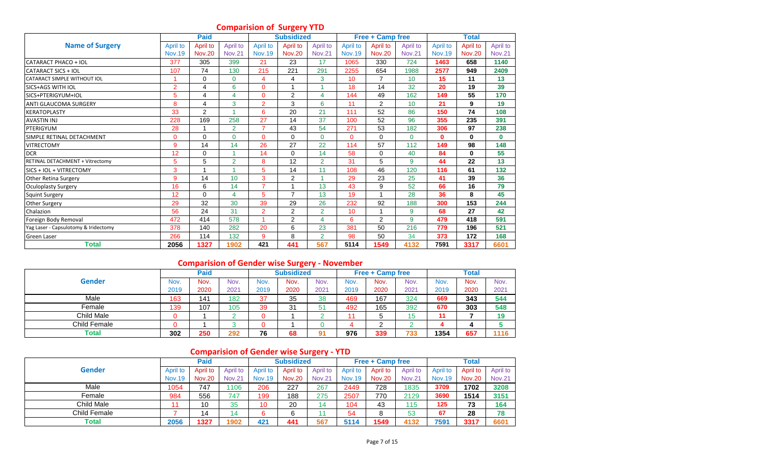## Comparision of Surgery YTD

| Name of Surgery | Paid | | | Subsidized | | | Free + Camp free | | | Total | | |
|---|---|---|---|---|---|---|---|---|---|---|---|---|
| | April to Nov.19 | April to Nov.20 | April to Nov.21 | April to Nov.19 | April to Nov.20 | April to Nov.21 | April to Nov.19 | April to Nov.20 | April to Nov.21 | April to Nov.19 | April to Nov.20 | April to Nov.21 |
| CATARACT PHACO + IOL | 377 | 305 | 399 | 21 | 23 | 17 | 1065 | 330 | 724 | 1463 | 658 | 1140 |
| CATARACT SICS + IOL | 107 | 74 | 130 | 215 | 221 | 291 | 2255 | 654 | 1988 | 2577 | 949 | 2409 |
| CATARACT SIMPLE WITHOUT IOL | 1 | 0 | 0 | 4 | 4 | 3 | 10 | 7 | 10 | 15 | 11 | 13 |
| SICS+AGS WITH IOL | 2 | 4 | 6 | 0 | 1 | 1 | 18 | 14 | 32 | 20 | 19 | 39 |
| SICS+PTERIGYUM+IOL | 5 | 4 | 4 | 0 | 2 | 4 | 144 | 49 | 162 | 149 | 55 | 170 |
| ANTI GLAUCOMA SURGERY | 8 | 4 | 3 | 2 | 3 | 6 | 11 | 2 | 10 | 21 | 9 | 19 |
| KERATOPLASTY | 33 | 2 | 1 | 6 | 20 | 21 | 111 | 52 | 86 | 150 | 74 | 108 |
| AVASTIN INJ | 228 | 169 | 258 | 27 | 14 | 37 | 100 | 52 | 96 | 355 | 235 | 391 |
| PTERIGYUM | 28 | 1 | 2 | 7 | 43 | 54 | 271 | 53 | 182 | 306 | 97 | 238 |
| SIMPLE RETINAL DETACHMENT | 0 | 0 | 0 | 0 | 0 | 0 | 0 | 0 | 0 | 0 | 0 | 0 |
| VITRECTOMY | 9 | 14 | 14 | 26 | 27 | 22 | 114 | 57 | 112 | 149 | 98 | 148 |
| DCR | 12 | 0 | 1 | 14 | 0 | 14 | 58 | 0 | 40 | 84 | 0 | 55 |
| RETINAL DETACHMENT + Vitrectomy | 5 | 5 | 2 | 8 | 12 | 2 | 31 | 5 | 9 | 44 | 22 | 13 |
| SICS + IOL + VITRECTOMY | 3 | 1 | 1 | 5 | 14 | 11 | 108 | 46 | 120 | 116 | 61 | 132 |
| Other Retina Surgery | 9 | 14 | 10 | 3 | 2 | 1 | 29 | 23 | 25 | 41 | 39 | 36 |
| Oculoplasty Surgery | 16 | 6 | 14 | 7 | 1 | 13 | 43 | 9 | 52 | 66 | 16 | 79 |
| Squint Surgery | 12 | 0 | 4 | 5 | 7 | 13 | 19 | 1 | 28 | 36 | 8 | 45 |
| Other Surgery | 29 | 32 | 30 | 39 | 29 | 26 | 232 | 92 | 188 | 300 | 153 | 244 |
| Chalazion | 56 | 24 | 31 | 2 | 2 | 2 | 10 | 1 | 9 | 68 | 27 | 42 |
| Foreign Body Removal | 472 | 414 | 578 | 1 | 2 | 4 | 6 | 2 | 9 | 479 | 418 | 591 |
| Yag Laser - Capsulotomy & Iridectomy | 378 | 140 | 282 | 20 | 6 | 23 | 381 | 50 | 216 | 779 | 196 | 521 |
| Green Laser | 266 | 114 | 132 | 9 | 8 | 2 | 98 | 50 | 34 | 373 | 172 | 168 |
| **Total** | **2056** | **1327** | **1902** | **421** | **441** | **567** | **5114** | **1549** | **4132** | **7591** | **3317** | **6601** |

## Comparision of Gender wise Surgery - November

| Gender | Paid | | | Subsidized | | | Free + Camp free | | | Total | | |
|---|---|---|---|---|---|---|---|---|---|---|---|---|
| | Nov. 2019 | Nov. 2020 | Nov. 2021 | Nov. 2019 | Nov. 2020 | Nov. 2021 | Nov. 2019 | Nov. 2020 | Nov. 2021 | Nov. 2019 | Nov. 2020 | Nov. 2021 |
| Male | 163 | 141 | 182 | 37 | 35 | 38 | 469 | 167 | 324 | 669 | 343 | 544 |
| Female | 139 | 107 | 105 | 39 | 31 | 51 | 492 | 165 | 392 | 670 | 303 | 548 |
| Child Male | 0 | 1 | 2 | 0 | 1 | 2 | 11 | 5 | 15 | 11 | 7 | 19 |
| Child Female | 0 | 1 | 3 | 0 | 1 | 0 | 4 | 2 | 2 | 4 | 4 | 5 |
| **Total** | **302** | **250** | **292** | **76** | **68** | **91** | **976** | **339** | **733** | **1354** | **657** | **1116** |

## Comparision of Gender wise Surgery - YTD

| Gender | Paid | | | Subsidized | | | Free + Camp free | | | Total | | |
|---|---|---|---|---|---|---|---|---|---|---|---|---|
| | April to Nov.19 | April to Nov.20 | April to Nov.21 | April to Nov.19 | April to Nov.20 | April to Nov.21 | April to Nov.19 | April to Nov.20 | April to Nov.21 | April to Nov.19 | April to Nov.20 | April to Nov.21 |
| Male | 1054 | 747 | 1106 | 206 | 227 | 267 | 2449 | 728 | 1835 | 3709 | 1702 | 3208 |
| Female | 984 | 556 | 747 | 199 | 188 | 275 | 2507 | 770 | 2129 | 3690 | 1514 | 3151 |
| Child Male | 11 | 10 | 35 | 10 | 20 | 14 | 104 | 43 | 115 | 125 | 73 | 164 |
| Child Female | 7 | 14 | 14 | 6 | 6 | 11 | 54 | 8 | 53 | 67 | 28 | 78 |
| **Total** | **2056** | **1327** | **1902** | **421** | **441** | **567** | **5114** | **1549** | **4132** | **7591** | **3317** | **6601** |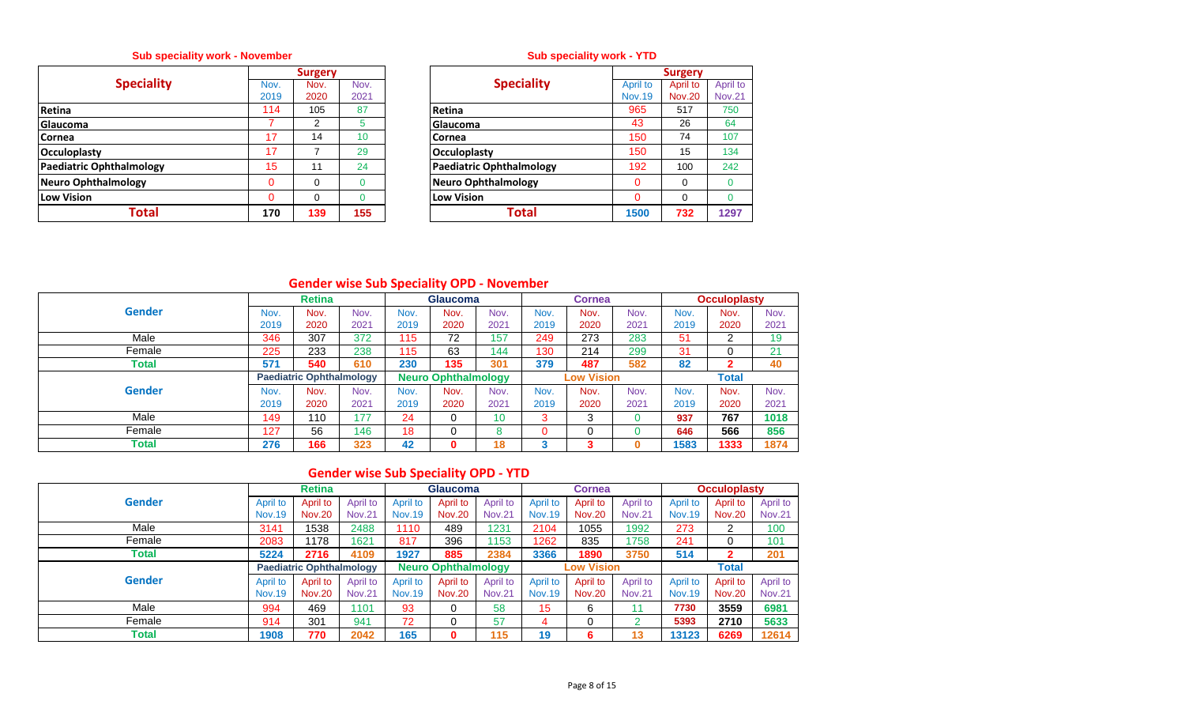## Sub speciality work - November

| Speciality | Surgery | | |
|---|---|---|---|
| | Nov. 2019 | Nov. 2020 | Nov. 2021 |
| Retina | 114 | 105 | 87 |
| Glaucoma | 7 | 2 | 5 |
| Cornea | 17 | 14 | 10 |
| Occuloplasty | 17 | 7 | 29 |
| Paediatric Ophthalmology | 15 | 11 | 24 |
| Neuro Ophthalmology | 0 | 0 | 0 |
| Low Vision | 0 | 0 | 0 |
| **Total** | **170** | **139** | **155** |

## Sub speciality work - YTD

| Speciality | Surgery | | |
|---|---|---|---|
| | April to Nov.19 | April to Nov.20 | April to Nov.21 |
| Retina | 965 | 517 | 750 |
| Glaucoma | 43 | 26 | 64 |
| Cornea | 150 | 74 | 107 |
| Occuloplasty | 150 | 15 | 134 |
| Paediatric Ophthalmology | 192 | 100 | 242 |
| Neuro Ophthalmology | 0 | 0 | 0 |
| Low Vision | 0 | 0 | 0 |
| **Total** | **1500** | **732** | **1297** |

## Gender wise Sub Speciality OPD - November

| Gender | Retina | | | Glaucoma | | | Cornea | | | Occuloplasty | | |
|---|---|---|---|---|---|---|---|---|---|---|---|---|
| | Nov. 2019 | Nov. 2020 | Nov. 2021 | Nov. 2019 | Nov. 2020 | Nov. 2021 | Nov. 2019 | Nov. 2020 | Nov. 2021 | Nov. 2019 | Nov. 2020 | Nov. 2021 |
| Male | 346 | 307 | 372 | 115 | 72 | 157 | 249 | 273 | 283 | 51 | 2 | 19 |
| Female | 225 | 233 | 238 | 115 | 63 | 144 | 130 | 214 | 299 | 31 | 0 | 21 |
| **Total** | **571** | **540** | **610** | **230** | **135** | **301** | **379** | **487** | **582** | **82** | **2** | **40** |
| **Gender** | **Paediatric Ophthalmology** | | | **Neuro Ophthalmology** | | | **Low Vision** | | | **Total** | | |
| | Nov. 2019 | Nov. 2020 | Nov. 2021 | Nov. 2019 | Nov. 2020 | Nov. 2021 | Nov. 2019 | Nov. 2020 | Nov. 2021 | Nov. 2019 | Nov. 2020 | Nov. 2021 |
| Male | 149 | 110 | 177 | 24 | 0 | 10 | 3 | 3 | 0 | **937** | **767** | **1018** |
| Female | 127 | 56 | 146 | 18 | 0 | 8 | 0 | 0 | 0 | **646** | **566** | **856** |
| **Total** | **276** | **166** | **323** | **42** | **0** | **18** | **3** | **3** | **0** | **1583** | **1333** | **1874** |

## Gender wise Sub Speciality OPD - YTD

| Gender | Retina | | | Glaucoma | | | Cornea | | | Occuloplasty | | |
|---|---|---|---|---|---|---|---|---|---|---|---|---|
| | April to Nov.19 | April to Nov.20 | April to Nov.21 | April to Nov.19 | April to Nov.20 | April to Nov.21 | April to Nov.19 | April to Nov.20 | April to Nov.21 | April to Nov.19 | April to Nov.20 | April to Nov.21 |
| Male | 3141 | 1538 | 2488 | 1110 | 489 | 1231 | 2104 | 1055 | 1992 | 273 | 2 | 100 |
| Female | 2083 | 1178 | 1621 | 817 | 396 | 1153 | 1262 | 835 | 1758 | 241 | 0 | 101 |
| **Total** | **5224** | **2716** | **4109** | **1927** | **885** | **2384** | **3366** | **1890** | **3750** | **514** | **2** | **201** |
| **Gender** | **Paediatric Ophthalmology** | | | **Neuro Ophthalmology** | | | **Low Vision** | | | **Total** | | |
| | April to Nov.19 | April to Nov.20 | April to Nov.21 | April to Nov.19 | April to Nov.20 | April to Nov.21 | April to Nov.19 | April to Nov.20 | April to Nov.21 | April to Nov.19 | April to Nov.20 | April to Nov.21 |
| Male | 994 | 469 | 1101 | 93 | 0 | 58 | 15 | 6 | 11 | **7730** | **3559** | **6981** |
| Female | 914 | 301 | 941 | 72 | 0 | 57 | 4 | 0 | 2 | **5393** | **2710** | **5633** |
| **Total** | **1908** | **770** | **2042** | **165** | **0** | **115** | **19** | **6** | **13** | **13123** | **6269** | **12614** |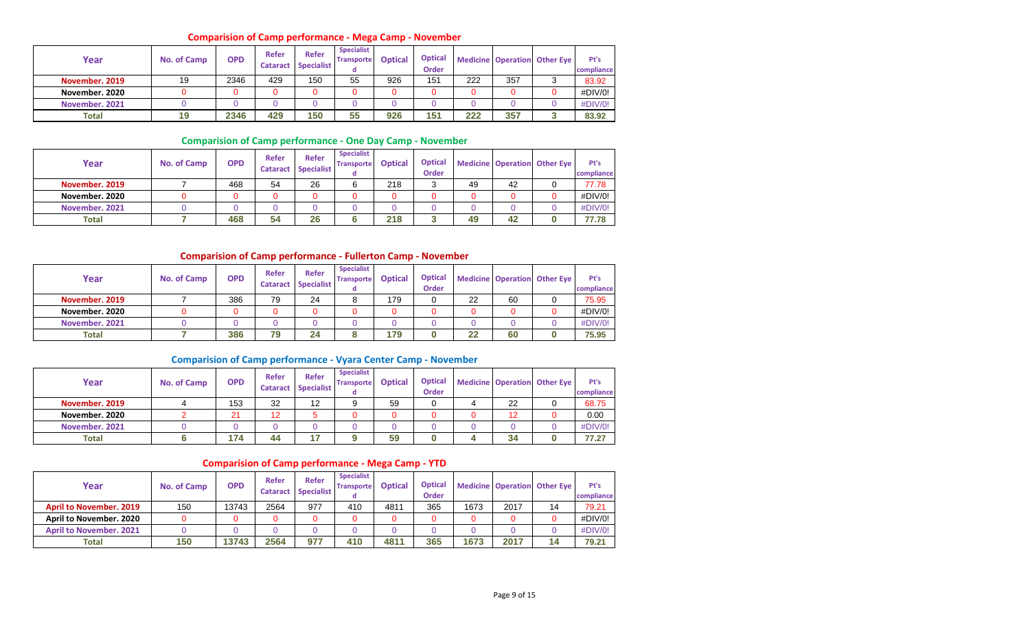## Comparision of Camp performance - Mega Camp - November

| Year | No. of Camp | OPD | Refer Cataract | Refer Specialist | Specialist Transported | Optical | Optical Order | Medicine | Operation | Other Eye | Pt's compliance |
|---|---|---|---|---|---|---|---|---|---|---|---|
| November. 2019 | 19 | 2346 | 429 | 150 | 55 | 926 | 151 | 222 | 357 | 3 | 83.92 |
| November. 2020 | 0 | 0 | 0 | 0 | 0 | 0 | 0 | 0 | 0 | 0 | #DIV/0! |
| November. 2021 | 0 | 0 | 0 | 0 | 0 | 0 | 0 | 0 | 0 | 0 | #DIV/0! |
| **Total** | **19** | **2346** | **429** | **150** | **55** | **926** | **151** | **222** | **357** | **3** | **83.92** |

## Comparision of Camp performance - One Day Camp - November

| Year | No. of Camp | OPD | Refer Cataract | Refer Specialist | Specialist Transported | Optical | Optical Order | Medicine | Operation | Other Eye | Pt's compliance |
|---|---|---|---|---|---|---|---|---|---|---|---|
| November. 2019 | 7 | 468 | 54 | 26 | 6 | 218 | 3 | 49 | 42 | 0 | 77.78 |
| November. 2020 | 0 | 0 | 0 | 0 | 0 | 0 | 0 | 0 | 0 | 0 | #DIV/0! |
| November. 2021 | 0 | 0 | 0 | 0 | 0 | 0 | 0 | 0 | 0 | 0 | #DIV/0! |
| **Total** | **7** | **468** | **54** | **26** | **6** | **218** | **3** | **49** | **42** | **0** | **77.78** |

## Comparision of Camp performance - Fullerton Camp - November

| Year | No. of Camp | OPD | Refer Cataract | Refer Specialist | Specialist Transported | Optical | Optical Order | Medicine | Operation | Other Eye | Pt's compliance |
|---|---|---|---|---|---|---|---|---|---|---|---|
| November. 2019 | 7 | 386 | 79 | 24 | 8 | 179 | 0 | 22 | 60 | 0 | 75.95 |
| November. 2020 | 0 | 0 | 0 | 0 | 0 | 0 | 0 | 0 | 0 | 0 | #DIV/0! |
| November. 2021 | 0 | 0 | 0 | 0 | 0 | 0 | 0 | 0 | 0 | 0 | #DIV/0! |
| **Total** | **7** | **386** | **79** | **24** | **8** | **179** | **0** | **22** | **60** | **0** | **75.95** |

## Comparision of Camp performance - Vyara Center Camp - November

| Year | No. of Camp | OPD | Refer Cataract | Refer Specialist | Specialist Transported | Optical | Optical Order | Medicine | Operation | Other Eye | Pt's compliance |
|---|---|---|---|---|---|---|---|---|---|---|---|
| November. 2019 | 4 | 153 | 32 | 12 | 9 | 59 | 0 | 4 | 22 | 0 | 68.75 |
| November. 2020 | 2 | 21 | 12 | 5 | 0 | 0 | 0 | 0 | 12 | 0 | 0.00 |
| November. 2021 | 0 | 0 | 0 | 0 | 0 | 0 | 0 | 0 | 0 | 0 | #DIV/0! |
| **Total** | **6** | **174** | **44** | **17** | **9** | **59** | **0** | **4** | **34** | **0** | **77.27** |

## Comparision of Camp performance - Mega Camp - YTD

| Year | No. of Camp | OPD | Refer Cataract | Refer Specialist | Specialist Transported | Optical | Optical Order | Medicine | Operation | Other Eye | Pt's compliance |
|---|---|---|---|---|---|---|---|---|---|---|---|
| April to November. 2019 | 150 | 13743 | 2564 | 977 | 410 | 4811 | 365 | 1673 | 2017 | 14 | 79.21 |
| April to November. 2020 | 0 | 0 | 0 | 0 | 0 | 0 | 0 | 0 | 0 | 0 | #DIV/0! |
| April to November. 2021 | 0 | 0 | 0 | 0 | 0 | 0 | 0 | 0 | 0 | 0 | #DIV/0! |
| **Total** | **150** | **13743** | **2564** | **977** | **410** | **4811** | **365** | **1673** | **2017** | **14** | **79.21** |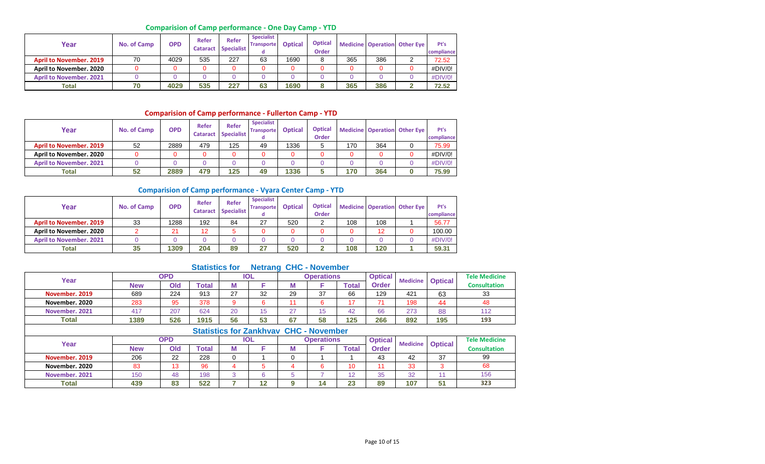## Comparision of Camp performance - One Day Camp - YTD

| Year | No. of Camp | OPD | Refer Cataract | Refer Specialist | Specialist Transported | Optical | Optical Order | Medicine | Operation | Other Eye | Pt's compliance |
|---|---|---|---|---|---|---|---|---|---|---|---|
| April to November. 2019 | 70 | 4029 | 535 | 227 | 63 | 1690 | 8 | 365 | 386 | 2 | 72.52 |
| April to November. 2020 | 0 | 0 | 0 | 0 | 0 | 0 | 0 | 0 | 0 | 0 | #DIV/0! |
| April to November. 2021 | 0 | 0 | 0 | 0 | 0 | 0 | 0 | 0 | 0 | 0 | #DIV/0! |
| Total | 70 | 4029 | 535 | 227 | 63 | 1690 | 8 | 365 | 386 | 2 | 72.52 |

## Comparision of Camp performance - Fullerton Camp - YTD

| Year | No. of Camp | OPD | Refer Cataract | Refer Specialist | Specialist Transported | Optical | Optical Order | Medicine | Operation | Other Eye | Pt's compliance |
|---|---|---|---|---|---|---|---|---|---|---|---|
| April to November. 2019 | 52 | 2889 | 479 | 125 | 49 | 1336 | 5 | 170 | 364 | 0 | 75.99 |
| April to November. 2020 | 0 | 0 | 0 | 0 | 0 | 0 | 0 | 0 | 0 | 0 | #DIV/0! |
| April to November. 2021 | 0 | 0 | 0 | 0 | 0 | 0 | 0 | 0 | 0 | 0 | #DIV/0! |
| Total | 52 | 2889 | 479 | 125 | 49 | 1336 | 5 | 170 | 364 | 0 | 75.99 |

## Comparision of Camp performance - Vyara Center Camp - YTD

| Year | No. of Camp | OPD | Refer Cataract | Refer Specialist | Specialist Transported | Optical | Optical Order | Medicine | Operation | Other Eye | Pt's compliance |
|---|---|---|---|---|---|---|---|---|---|---|---|
| April to November. 2019 | 33 | 1288 | 192 | 84 | 27 | 520 | 2 | 108 | 108 | 1 | 56.77 |
| April to November. 2020 | 2 | 21 | 12 | 5 | 0 | 0 | 0 | 0 | 12 | 0 | 100.00 |
| April to November. 2021 | 0 | 0 | 0 | 0 | 0 | 0 | 0 | 0 | 0 | 0 | #DIV/0! |
| Total | 35 | 1309 | 204 | 89 | 27 | 520 | 2 | 108 | 120 | 1 | 59.31 |

## Statistics for Netrang CHC - November

| Year | OPD | | | IOL | | Operations | | | Optical Order | Medicine | Optical | Tele Medicine Consultation |
|---|---|---|---|---|---|---|---|---|---|---|---|---|
| | New | Old | Total | M | F | M | F | Total | | | | |
| November. 2019 | 689 | 224 | 913 | 27 | 32 | 29 | 37 | 66 | 129 | 421 | 63 | 33 |
| November. 2020 | 283 | 95 | 378 | 9 | 6 | 11 | 6 | 17 | 71 | 198 | 44 | 48 |
| November. 2021 | 417 | 207 | 624 | 20 | 15 | 27 | 15 | 42 | 66 | 273 | 88 | 112 |
| Total | 1389 | 526 | 1915 | 56 | 53 | 67 | 58 | 125 | 266 | 892 | 195 | 193 |

## Statistics for Zankhvav CHC - November

| Year | OPD | | | IOL | | Operations | | | Optical Order | Medicine | Optical | Tele Medicine Consultation |
|---|---|---|---|---|---|---|---|---|---|---|---|---|
| | New | Old | Total | M | F | M | F | Total | | | | |
| November. 2019 | 206 | 22 | 228 | 0 | 1 | 0 | 1 | 1 | 43 | 42 | 37 | 99 |
| November. 2020 | 83 | 13 | 96 | 4 | 5 | 4 | 6 | 10 | 11 | 33 | 3 | 68 |
| November. 2021 | 150 | 48 | 198 | 3 | 6 | 5 | 7 | 12 | 35 | 32 | 11 | 156 |
| Total | 439 | 83 | 522 | 7 | 12 | 9 | 14 | 23 | 89 | 107 | 51 | 323 |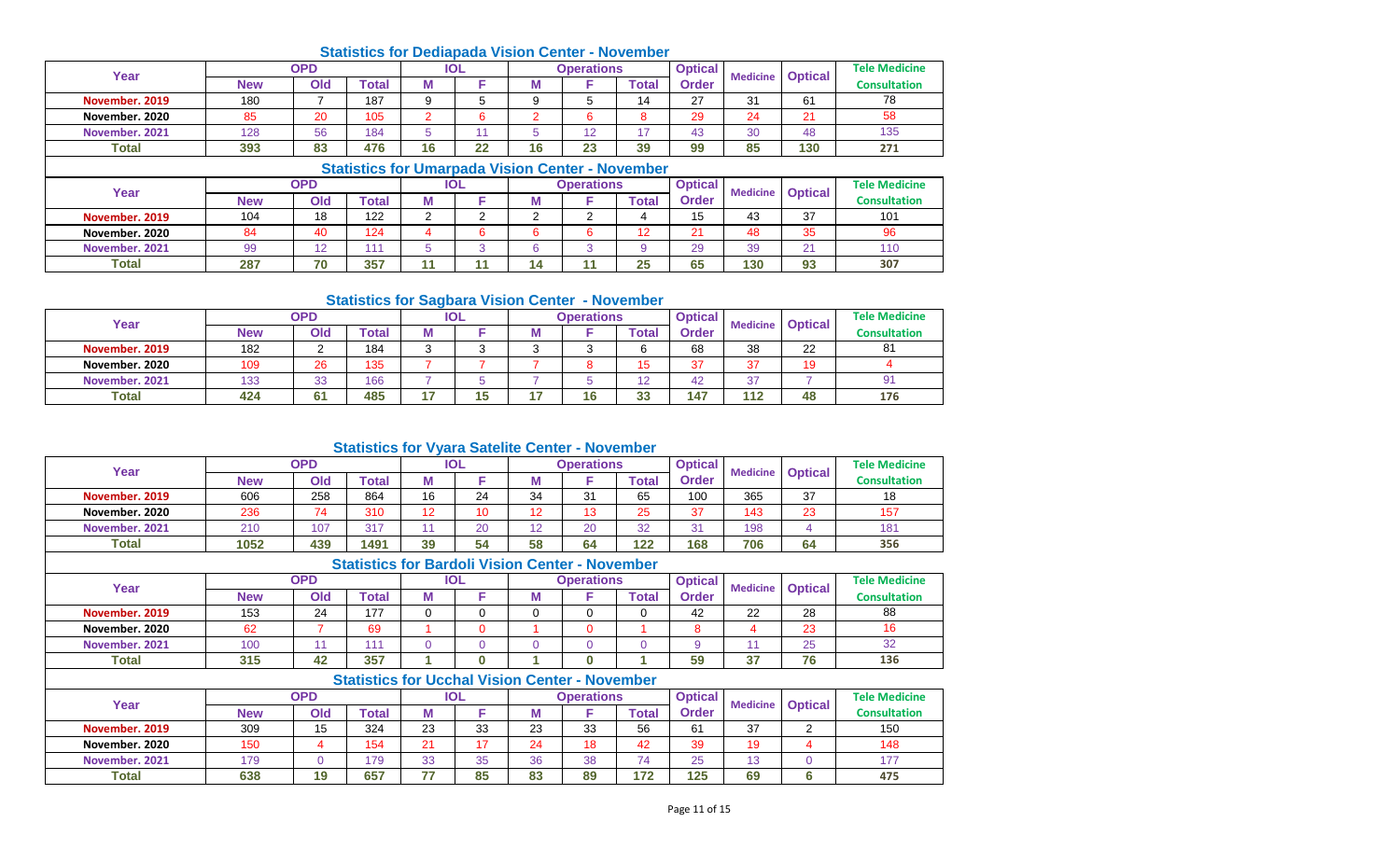## Statistics for Dediapada Vision Center - November

| Year | OPD | | | IOL | | Operations | | | Optical Order | Medicine | Optical | Tele Medicine Consultation |
|---|---|---|---|---|---|---|---|---|---|---|---|---|
| | New | Old | Total | M | F | M | F | Total | | | | |
| November. 2019 | 180 | 7 | 187 | 9 | 5 | 9 | 5 | 14 | 27 | 31 | 61 | 78 |
| November. 2020 | 85 | 20 | 105 | 2 | 6 | 2 | 6 | 8 | 29 | 24 | 21 | 58 |
| November. 2021 | 128 | 56 | 184 | 5 | 11 | 5 | 12 | 17 | 43 | 30 | 48 | 135 |
| Total | 393 | 83 | 476 | 16 | 22 | 16 | 23 | 39 | 99 | 85 | 130 | 271 |

## Statistics for Umarpada Vision Center - November

| Year | OPD | | | IOL | | Operations | | | Optical Order | Medicine | Optical | Tele Medicine Consultation |
|---|---|---|---|---|---|---|---|---|---|---|---|---|
| | New | Old | Total | M | F | M | F | Total | | | | |
| November. 2019 | 104 | 18 | 122 | 2 | 2 | 2 | 2 | 4 | 15 | 43 | 37 | 101 |
| November. 2020 | 84 | 40 | 124 | 4 | 6 | 6 | 6 | 12 | 21 | 48 | 35 | 96 |
| November. 2021 | 99 | 12 | 111 | 5 | 3 | 6 | 3 | 9 | 29 | 39 | 21 | 110 |
| Total | 287 | 70 | 357 | 11 | 11 | 14 | 11 | 25 | 65 | 130 | 93 | 307 |

## Statistics for Sagbara Vision Center - November

| Year | OPD | | | IOL | | Operations | | | Optical Order | Medicine | Optical | Tele Medicine Consultation |
|---|---|---|---|---|---|---|---|---|---|---|---|---|
| | New | Old | Total | M | F | M | F | Total | | | | |
| November. 2019 | 182 | 2 | 184 | 3 | 3 | 3 | 3 | 6 | 68 | 38 | 22 | 81 |
| November. 2020 | 109 | 26 | 135 | 7 | 7 | 7 | 8 | 15 | 37 | 37 | 19 | 4 |
| November. 2021 | 133 | 33 | 166 | 7 | 5 | 7 | 5 | 12 | 42 | 37 | 7 | 91 |
| Total | 424 | 61 | 485 | 17 | 15 | 17 | 16 | 33 | 147 | 112 | 48 | 176 |

## Statistics for Vyara Satelite Center - November

| Year | OPD | | | IOL | | Operations | | | Optical Order | Medicine | Optical | Tele Medicine Consultation |
|---|---|---|---|---|---|---|---|---|---|---|---|---|
| | New | Old | Total | M | F | M | F | Total | | | | |
| November. 2019 | 606 | 258 | 864 | 16 | 24 | 34 | 31 | 65 | 100 | 365 | 37 | 18 |
| November. 2020 | 236 | 74 | 310 | 12 | 10 | 12 | 13 | 25 | 37 | 143 | 23 | 157 |
| November. 2021 | 210 | 107 | 317 | 11 | 20 | 12 | 20 | 32 | 31 | 198 | 4 | 181 |
| Total | 1052 | 439 | 1491 | 39 | 54 | 58 | 64 | 122 | 168 | 706 | 64 | 356 |

## Statistics for Bardoli Vision Center - November

| Year | OPD | | | IOL | | Operations | | | Optical Order | Medicine | Optical | Tele Medicine Consultation |
|---|---|---|---|---|---|---|---|---|---|---|---|---|
| | New | Old | Total | M | F | M | F | Total | | | | |
| November. 2019 | 153 | 24 | 177 | 0 | 0 | 0 | 0 | 0 | 42 | 22 | 28 | 88 |
| November. 2020 | 62 | 7 | 69 | 1 | 0 | 1 | 0 | 1 | 8 | 4 | 23 | 16 |
| November. 2021 | 100 | 11 | 111 | 0 | 0 | 0 | 0 | 0 | 9 | 11 | 25 | 32 |
| Total | 315 | 42 | 357 | 1 | 0 | 1 | 0 | 1 | 59 | 37 | 76 | 136 |

## Statistics for Ucchal Vision Center - November

| Year | OPD | | | IOL | | Operations | | | Optical Order | Medicine | Optical | Tele Medicine Consultation |
|---|---|---|---|---|---|---|---|---|---|---|---|---|
| | New | Old | Total | M | F | M | F | Total | | | | |
| November. 2019 | 309 | 15 | 324 | 23 | 33 | 23 | 33 | 56 | 61 | 37 | 2 | 150 |
| November. 2020 | 150 | 4 | 154 | 21 | 17 | 24 | 18 | 42 | 39 | 19 | 4 | 148 |
| November. 2021 | 179 | 0 | 179 | 33 | 35 | 36 | 38 | 74 | 25 | 13 | 0 | 177 |
| Total | 638 | 19 | 657 | 77 | 85 | 83 | 89 | 172 | 125 | 69 | 6 | 475 |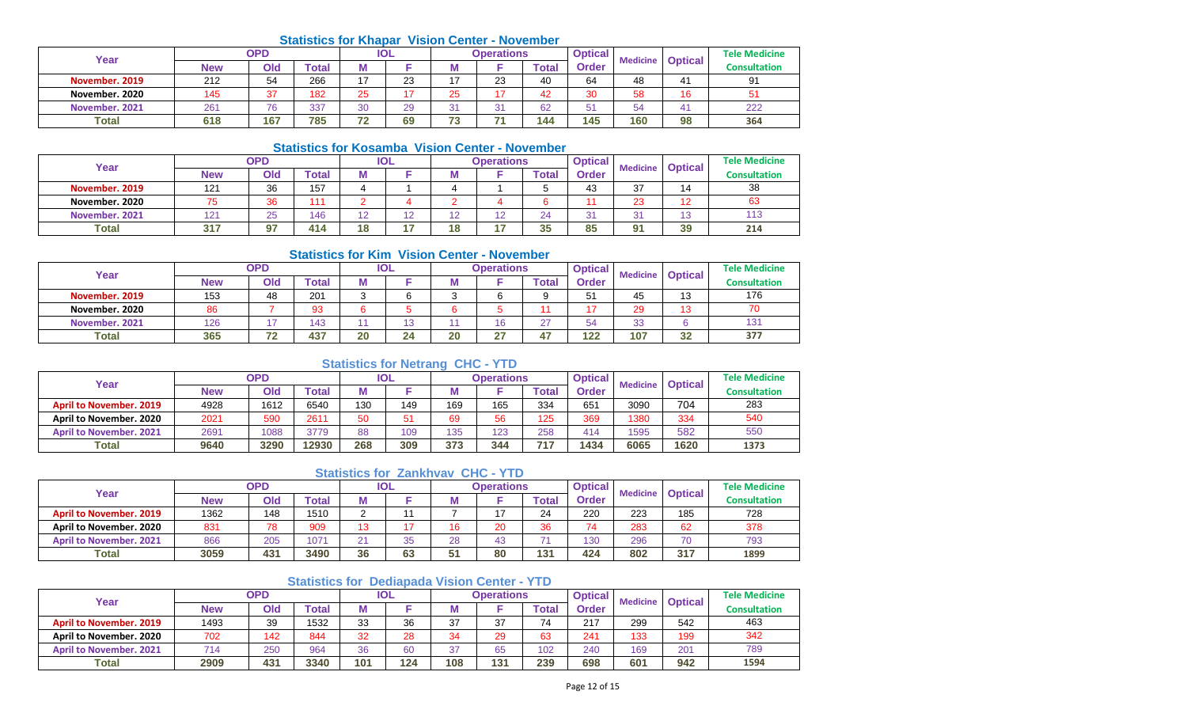### Statistics for Khapar Vision Center - November

| Year | OPD | | | IOL | | Operations | | | Optical Order | Medicine | Optical | Tele Medicine Consultation |
|---|---|---|---|---|---|---|---|---|---|---|---|---|
| | New | Old | Total | M | F | M | F | Total | | | | |
| November. 2019 | 212 | 54 | 266 | 17 | 23 | 17 | 23 | 40 | 64 | 48 | 41 | 91 |
| November. 2020 | 145 | 37 | 182 | 25 | 17 | 25 | 17 | 42 | 30 | 58 | 16 | 51 |
| November. 2021 | 261 | 76 | 337 | 30 | 29 | 31 | 31 | 62 | 51 | 54 | 41 | 222 |
| Total | 618 | 167 | 785 | 72 | 69 | 73 | 71 | 144 | 145 | 160 | 98 | 364 |

### Statistics for Kosamba Vision Center - November

| Year | OPD | | | IOL | | Operations | | | Optical Order | Medicine | Optical | Tele Medicine Consultation |
|---|---|---|---|---|---|---|---|---|---|---|---|---|
| | New | Old | Total | M | F | M | F | Total | | | | |
| November. 2019 | 121 | 36 | 157 | 4 | 1 | 4 | 1 | 5 | 43 | 37 | 14 | 38 |
| November. 2020 | 75 | 36 | 111 | 2 | 4 | 2 | 4 | 6 | 11 | 23 | 12 | 63 |
| November. 2021 | 121 | 25 | 146 | 12 | 12 | 12 | 12 | 24 | 31 | 31 | 13 | 113 |
| Total | 317 | 97 | 414 | 18 | 17 | 18 | 17 | 35 | 85 | 91 | 39 | 214 |

### Statistics for Kim Vision Center - November

| Year | OPD | | | IOL | | Operations | | | Optical Order | Medicine | Optical | Tele Medicine Consultation |
|---|---|---|---|---|---|---|---|---|---|---|---|---|
| | New | Old | Total | M | F | M | F | Total | | | | |
| November. 2019 | 153 | 48 | 201 | 3 | 6 | 3 | 6 | 9 | 51 | 45 | 13 | 176 |
| November. 2020 | 86 | 7 | 93 | 6 | 5 | 6 | 5 | 11 | 17 | 29 | 13 | 70 |
| November. 2021 | 126 | 17 | 143 | 11 | 13 | 11 | 16 | 27 | 54 | 33 | 6 | 131 |
| Total | 365 | 72 | 437 | 20 | 24 | 20 | 27 | 47 | 122 | 107 | 32 | 377 |

### Statistics for Netrang CHC - YTD

| Year | OPD | | | IOL | | Operations | | | Optical Order | Medicine | Optical | Tele Medicine Consultation |
|---|---|---|---|---|---|---|---|---|---|---|---|---|
| | New | Old | Total | M | F | M | F | Total | | | | |
| April to November. 2019 | 4928 | 1612 | 6540 | 130 | 149 | 169 | 165 | 334 | 651 | 3090 | 704 | 283 |
| April to November. 2020 | 2021 | 590 | 2611 | 50 | 51 | 69 | 56 | 125 | 369 | 1380 | 334 | 540 |
| April to November. 2021 | 2691 | 1088 | 3779 | 88 | 109 | 135 | 123 | 258 | 414 | 1595 | 582 | 550 |
| Total | 9640 | 3290 | 12930 | 268 | 309 | 373 | 344 | 717 | 1434 | 6065 | 1620 | 1373 |

### Statistics for Zankhvav CHC - YTD

| Year | OPD | | | IOL | | Operations | | | Optical Order | Medicine | Optical | Tele Medicine Consultation |
|---|---|---|---|---|---|---|---|---|---|---|---|---|
| | New | Old | Total | M | F | M | F | Total | | | | |
| April to November. 2019 | 1362 | 148 | 1510 | 2 | 11 | 7 | 17 | 24 | 220 | 223 | 185 | 728 |
| April to November. 2020 | 831 | 78 | 909 | 13 | 17 | 16 | 20 | 36 | 74 | 283 | 62 | 378 |
| April to November. 2021 | 866 | 205 | 1071 | 21 | 35 | 28 | 43 | 71 | 130 | 296 | 70 | 793 |
| Total | 3059 | 431 | 3490 | 36 | 63 | 51 | 80 | 131 | 424 | 802 | 317 | 1899 |

### Statistics for Dediapada Vision Center - YTD

| Year | OPD | | | IOL | | Operations | | | Optical Order | Medicine | Optical | Tele Medicine Consultation |
|---|---|---|---|---|---|---|---|---|---|---|---|---|
| | New | Old | Total | M | F | M | F | Total | | | | |
| April to November. 2019 | 1493 | 39 | 1532 | 33 | 36 | 37 | 37 | 74 | 217 | 299 | 542 | 463 |
| April to November. 2020 | 702 | 142 | 844 | 32 | 28 | 34 | 29 | 63 | 241 | 133 | 199 | 342 |
| April to November. 2021 | 714 | 250 | 964 | 36 | 60 | 37 | 65 | 102 | 240 | 169 | 201 | 789 |
| Total | 2909 | 431 | 3340 | 101 | 124 | 108 | 131 | 239 | 698 | 601 | 942 | 1594 |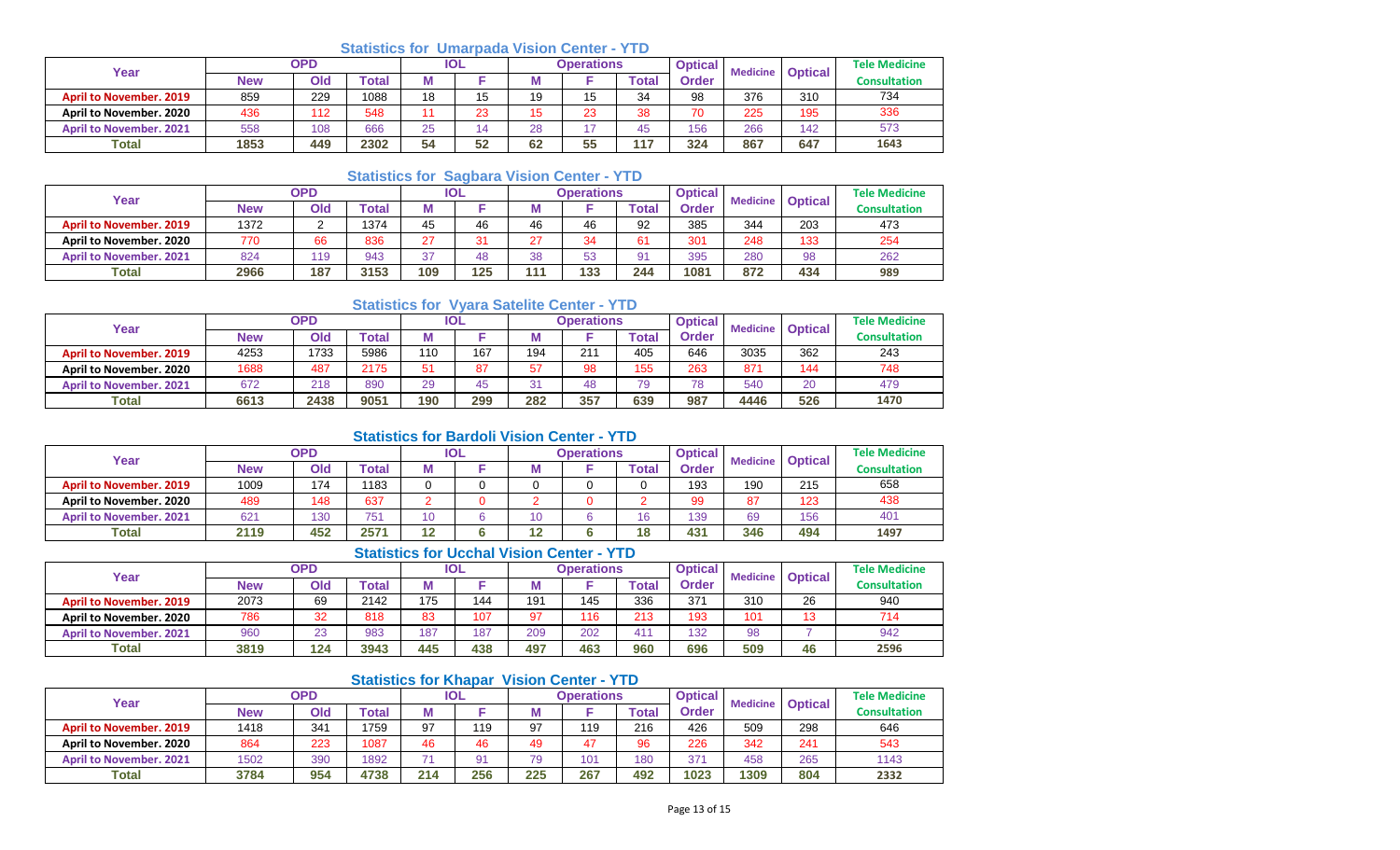### Statistics for Umarpada Vision Center - YTD

| Year | OPD | | | IOL | | Operations | | | Optical Order | Medicine | Optical | Tele Medicine Consultation |
|---|---|---|---|---|---|---|---|---|---|---|---|---|
| | New | Old | Total | M | F | M | F | Total | | | | |
| April to November. 2019 | 859 | 229 | 1088 | 18 | 15 | 19 | 15 | 34 | 98 | 376 | 310 | 734 |
| April to November. 2020 | 436 | 112 | 548 | 11 | 23 | 15 | 23 | 38 | 70 | 225 | 195 | 336 |
| April to November. 2021 | 558 | 108 | 666 | 25 | 14 | 28 | 17 | 45 | 156 | 266 | 142 | 573 |
| Total | 1853 | 449 | 2302 | 54 | 52 | 62 | 55 | 117 | 324 | 867 | 647 | 1643 |

### Statistics for Sagbara Vision Center - YTD

| Year | OPD | | | IOL | | Operations | | | Optical Order | Medicine | Optical | Tele Medicine Consultation |
|---|---|---|---|---|---|---|---|---|---|---|---|---|
| | New | Old | Total | M | F | M | F | Total | | | | |
| April to November. 2019 | 1372 | 2 | 1374 | 45 | 46 | 46 | 46 | 92 | 385 | 344 | 203 | 473 |
| April to November. 2020 | 770 | 66 | 836 | 27 | 31 | 27 | 34 | 61 | 301 | 248 | 133 | 254 |
| April to November. 2021 | 824 | 119 | 943 | 37 | 48 | 38 | 53 | 91 | 395 | 280 | 98 | 262 |
| Total | 2966 | 187 | 3153 | 109 | 125 | 111 | 133 | 244 | 1081 | 872 | 434 | 989 |

### Statistics for Vyara Satelite Center - YTD

| Year | OPD | | | IOL | | Operations | | | Optical Order | Medicine | Optical | Tele Medicine Consultation |
|---|---|---|---|---|---|---|---|---|---|---|---|---|
| | New | Old | Total | M | F | M | F | Total | | | | |
| April to November. 2019 | 4253 | 1733 | 5986 | 110 | 167 | 194 | 211 | 405 | 646 | 3035 | 362 | 243 |
| April to November. 2020 | 1688 | 487 | 2175 | 51 | 87 | 57 | 98 | 155 | 263 | 871 | 144 | 748 |
| April to November. 2021 | 672 | 218 | 890 | 29 | 45 | 31 | 48 | 79 | 78 | 540 | 20 | 479 |
| Total | 6613 | 2438 | 9051 | 190 | 299 | 282 | 357 | 639 | 987 | 4446 | 526 | 1470 |

### Statistics for Bardoli Vision Center - YTD

| Year | OPD | | | IOL | | Operations | | | Optical Order | Medicine | Optical | Tele Medicine Consultation |
|---|---|---|---|---|---|---|---|---|---|---|---|---|
| | New | Old | Total | M | F | M | F | Total | | | | |
| April to November. 2019 | 1009 | 174 | 1183 | 0 | 0 | 0 | 0 | 0 | 193 | 190 | 215 | 658 |
| April to November. 2020 | 489 | 148 | 637 | 2 | 0 | 2 | 0 | 2 | 99 | 87 | 123 | 438 |
| April to November. 2021 | 621 | 130 | 751 | 10 | 6 | 10 | 6 | 16 | 139 | 69 | 156 | 401 |
| Total | 2119 | 452 | 2571 | 12 | 6 | 12 | 6 | 18 | 431 | 346 | 494 | 1497 |

### Statistics for Ucchal Vision Center - YTD

| Year | OPD | | | IOL | | Operations | | | Optical Order | Medicine | Optical | Tele Medicine Consultation |
|---|---|---|---|---|---|---|---|---|---|---|---|---|
| | New | Old | Total | M | F | M | F | Total | | | | |
| April to November. 2019 | 2073 | 69 | 2142 | 175 | 144 | 191 | 145 | 336 | 371 | 310 | 26 | 940 |
| April to November. 2020 | 786 | 32 | 818 | 83 | 107 | 97 | 116 | 213 | 193 | 101 | 13 | 714 |
| April to November. 2021 | 960 | 23 | 983 | 187 | 187 | 209 | 202 | 411 | 132 | 98 | 7 | 942 |
| Total | 3819 | 124 | 3943 | 445 | 438 | 497 | 463 | 960 | 696 | 509 | 46 | 2596 |

### Statistics for Khapar Vision Center - YTD

| Year | OPD | | | IOL | | Operations | | | Optical Order | Medicine | Optical | Tele Medicine Consultation |
|---|---|---|---|---|---|---|---|---|---|---|---|---|
| | New | Old | Total | M | F | M | F | Total | | | | |
| April to November. 2019 | 1418 | 341 | 1759 | 97 | 119 | 97 | 119 | 216 | 426 | 509 | 298 | 646 |
| April to November. 2020 | 864 | 223 | 1087 | 46 | 46 | 49 | 47 | 96 | 226 | 342 | 241 | 543 |
| April to November. 2021 | 1502 | 390 | 1892 | 71 | 91 | 79 | 101 | 180 | 371 | 458 | 265 | 1143 |
| Total | 3784 | 954 | 4738 | 214 | 256 | 225 | 267 | 492 | 1023 | 1309 | 804 | 2332 |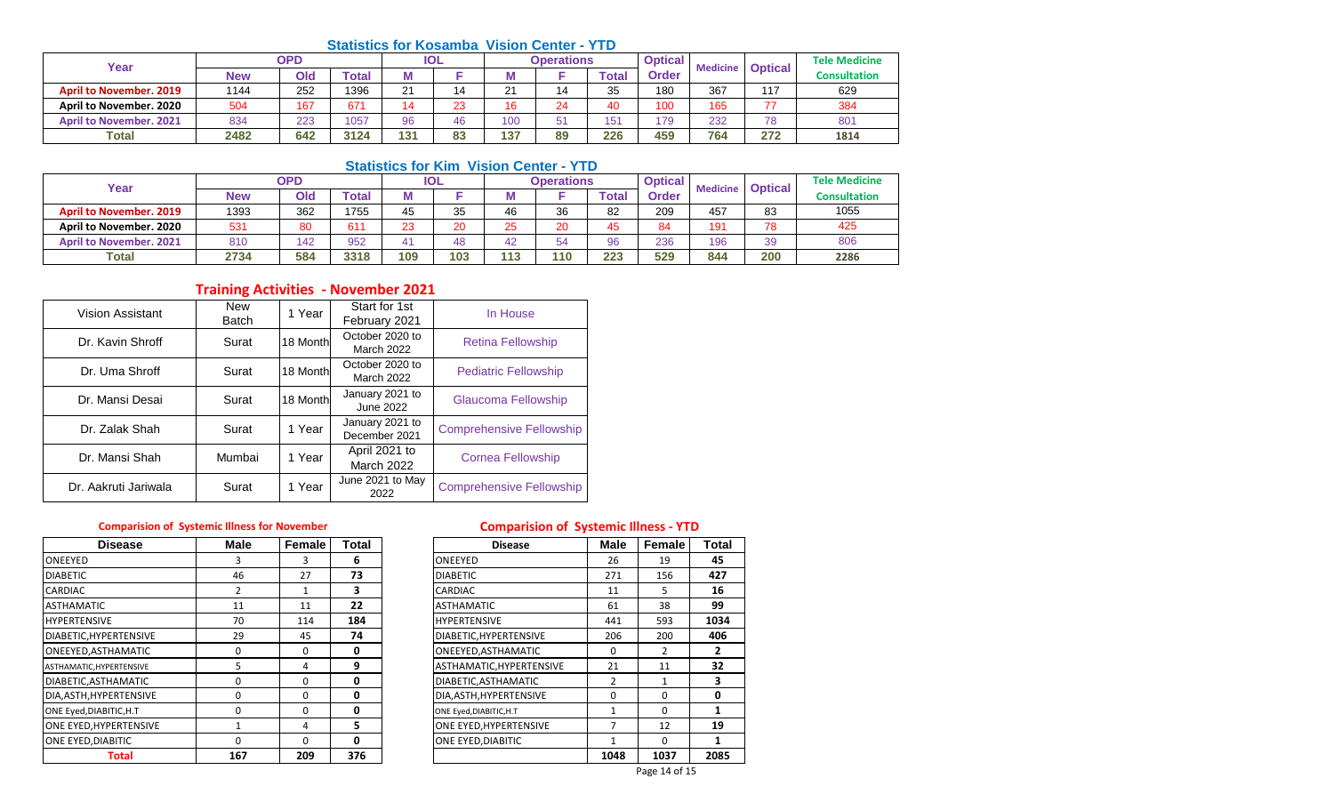## Statistics for Kosamba Vision Center - YTD

| Year | OPD | | | IOL | | Operations | | | Optical Order | Medicine | Optical | Tele Medicine Consultation |
|---|---|---|---|---|---|---|---|---|---|---|---|---|
| | New | Old | Total | M | F | M | F | Total | | | | |
| April to November. 2019 | 1144 | 252 | 1396 | 21 | 14 | 21 | 14 | 35 | 180 | 367 | 117 | 629 |
| April to November. 2020 | 504 | 167 | 671 | 14 | 23 | 16 | 24 | 40 | 100 | 165 | 77 | 384 |
| April to November. 2021 | 834 | 223 | 1057 | 96 | 46 | 100 | 51 | 151 | 179 | 232 | 78 | 801 |
| Total | 2482 | 642 | 3124 | 131 | 83 | 137 | 89 | 226 | 459 | 764 | 272 | 1814 |

## Statistics for Kim Vision Center - YTD

| Year | OPD | | | IOL | | Operations | | | Optical Order | Medicine | Optical | Tele Medicine Consultation |
|---|---|---|---|---|---|---|---|---|---|---|---|---|
| | New | Old | Total | M | F | M | F | Total | | | | |
| April to November. 2019 | 1393 | 362 | 1755 | 45 | 35 | 46 | 36 | 82 | 209 | 457 | 83 | 1055 |
| April to November. 2020 | 531 | 80 | 611 | 23 | 20 | 25 | 20 | 45 | 84 | 191 | 78 | 425 |
| April to November. 2021 | 810 | 142 | 952 | 41 | 48 | 42 | 54 | 96 | 236 | 196 | 39 | 806 |
| Total | 2734 | 584 | 3318 | 109 | 103 | 113 | 110 | 223 | 529 | 844 | 200 | 2286 |

## Training Activities - November 2021

| Vision Assistant | New Batch | 1 Year | Start for 1st February 2021 | In House |
|---|---|---|---|---|
| Dr. Kavin Shroff | Surat | 18 Month | October 2020 to March 2022 | Retina Fellowship |
| Dr. Uma Shroff | Surat | 18 Month | October 2020 to March 2022 | Pediatric Fellowship |
| Dr. Mansi Desai | Surat | 18 Month | January 2021 to June 2022 | Glaucoma Fellowship |
| Dr. Zalak Shah | Surat | 1 Year | January 2021 to December 2021 | Comprehensive Fellowship |
| Dr. Mansi Shah | Mumbai | 1 Year | April 2021 to March 2022 | Cornea Fellowship |
| Dr. Aakruti Jariwala | Surat | 1 Year | June 2021 to May 2022 | Comprehensive Fellowship |

### Comparision of Systemic Illness for November

| Disease | Male | Female | Total |
|---|---|---|---|
| ONEEYED | 3 | 3 | 6 |
| DIABETIC | 46 | 27 | 73 |
| CARDIAC | 2 | 1 | 3 |
| ASTHAMATIC | 11 | 11 | 22 |
| HYPERTENSIVE | 70 | 114 | 184 |
| DIABETIC,HYPERTENSIVE | 29 | 45 | 74 |
| ONEEYED,ASTHAMATIC | 0 | 0 | 0 |
| ASTHAMATIC,HYPERTENSIVE | 5 | 4 | 9 |
| DIABETIC,ASTHAMATIC | 0 | 0 | 0 |
| DIA,ASTH,HYPERTENSIVE | 0 | 0 | 0 |
| ONE Eyed,DIABITIC,H.T | 0 | 0 | 0 |
| ONE EYED,HYPERTENSIVE | 1 | 4 | 5 |
| ONE EYED,DIABITIC | 0 | 0 | 0 |
| Total | 167 | 209 | 376 |

### Comparision of Systemic Illness - YTD

| Disease | Male | Female | Total |
|---|---|---|---|
| ONEEYED | 26 | 19 | 45 |
| DIABETIC | 271 | 156 | 427 |
| CARDIAC | 11 | 5 | 16 |
| ASTHAMATIC | 61 | 38 | 99 |
| HYPERTENSIVE | 441 | 593 | 1034 |
| DIABETIC,HYPERTENSIVE | 206 | 200 | 406 |
| ONEEYED,ASTHAMATIC | 0 | 2 | 2 |
| ASTHAMATIC,HYPERTENSIVE | 21 | 11 | 32 |
| DIABETIC,ASTHAMATIC | 2 | 1 | 3 |
| DIA,ASTH,HYPERTENSIVE | 0 | 0 | 0 |
| ONE Eyed,DIABITIC,H.T | 1 | 0 | 1 |
| ONE EYED,HYPERTENSIVE | 7 | 12 | 19 |
| ONE EYED,DIABITIC | 1 | 0 | 1 |
| | 1048 | 1037 | 2085 |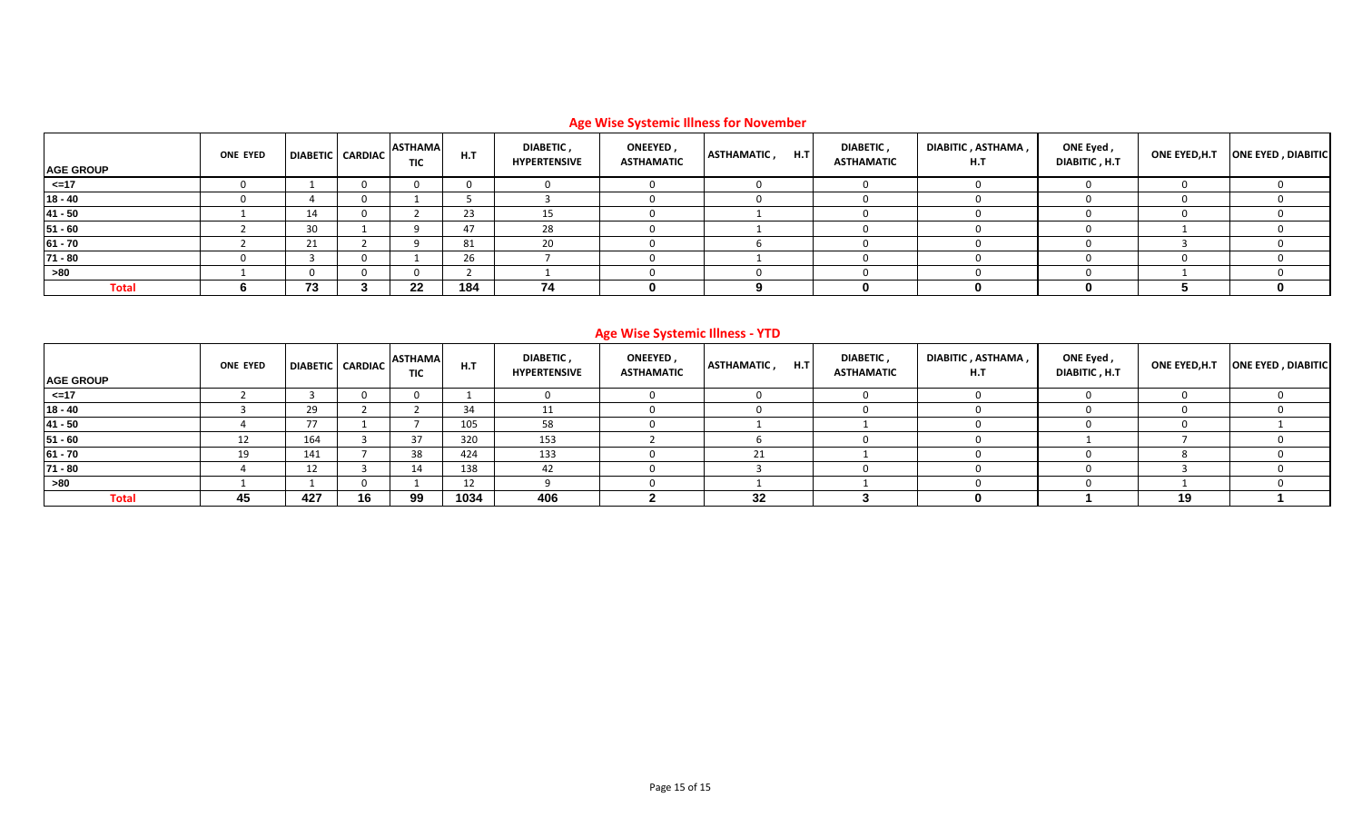## Age Wise Systemic Illness for November

| AGE GROUP | ONE EYED | DIABETIC | CARDIAC | ASTHAMATIC | H.T | DIABETIC , HYPERTENSIVE | ONEEYED , ASTHAMATIC | ASTHAMATIC , H.T | DIABETIC , ASTHAMATIC | DIABITIC , ASTHAMA , H.T | ONE Eyed , DIABITIC , H.T | ONE EYED,H.T | ONE EYED , DIABITIC |
|---|---|---|---|---|---|---|---|---|---|---|---|---|---|
| <=17 | 0 | 1 | 0 | 0 | 0 | 0 | 0 | 0 | 0 | 0 | 0 | 0 | 0 |
| 18 - 40 | 0 | 4 | 0 | 1 | 5 | 3 | 0 | 0 | 0 | 0 | 0 | 0 | 0 |
| 41 - 50 | 1 | 14 | 0 | 2 | 23 | 15 | 0 | 1 | 0 | 0 | 0 | 0 | 0 |
| 51 - 60 | 2 | 30 | 1 | 9 | 47 | 28 | 0 | 1 | 0 | 0 | 0 | 1 | 0 |
| 61 - 70 | 2 | 21 | 2 | 9 | 81 | 20 | 0 | 6 | 0 | 0 | 0 | 3 | 0 |
| 71 - 80 | 0 | 3 | 0 | 1 | 26 | 7 | 0 | 1 | 0 | 0 | 0 | 0 | 0 |
| >80 | 1 | 0 | 0 | 0 | 2 | 1 | 0 | 0 | 0 | 0 | 0 | 1 | 0 |
| **Total** | **6** | **73** | **3** | **22** | **184** | **74** | **0** | **9** | **0** | **0** | **0** | **5** | **0** |

## Age Wise Systemic Illness - YTD

| AGE GROUP | ONE EYED | DIABETIC | CARDIAC | ASTHAMATIC | H.T | DIABETIC , HYPERTENSIVE | ONEEYED , ASTHAMATIC | ASTHAMATIC , H.T | DIABETIC , ASTHAMATIC | DIABITIC , ASTHAMA , H.T | ONE Eyed , DIABITIC , H.T | ONE EYED,H.T | ONE EYED , DIABITIC |
|---|---|---|---|---|---|---|---|---|---|---|---|---|---|
| <=17 | 2 | 3 | 0 | 0 | 1 | 0 | 0 | 0 | 0 | 0 | 0 | 0 | 0 |
| 18 - 40 | 3 | 29 | 2 | 2 | 34 | 11 | 0 | 0 | 0 | 0 | 0 | 0 | 0 |
| 41 - 50 | 4 | 77 | 1 | 7 | 105 | 58 | 0 | 1 | 1 | 0 | 0 | 0 | 1 |
| 51 - 60 | 12 | 164 | 3 | 37 | 320 | 153 | 2 | 6 | 0 | 0 | 1 | 7 | 0 |
| 61 - 70 | 19 | 141 | 7 | 38 | 424 | 133 | 0 | 21 | 1 | 0 | 0 | 8 | 0 |
| 71 - 80 | 4 | 12 | 3 | 14 | 138 | 42 | 0 | 3 | 0 | 0 | 0 | 3 | 0 |
| >80 | 1 | 1 | 0 | 1 | 12 | 9 | 0 | 1 | 1 | 0 | 0 | 1 | 0 |
| **Total** | **45** | **427** | **16** | **99** | **1034** | **406** | **2** | **32** | **3** | **0** | **1** | **19** | **1** |